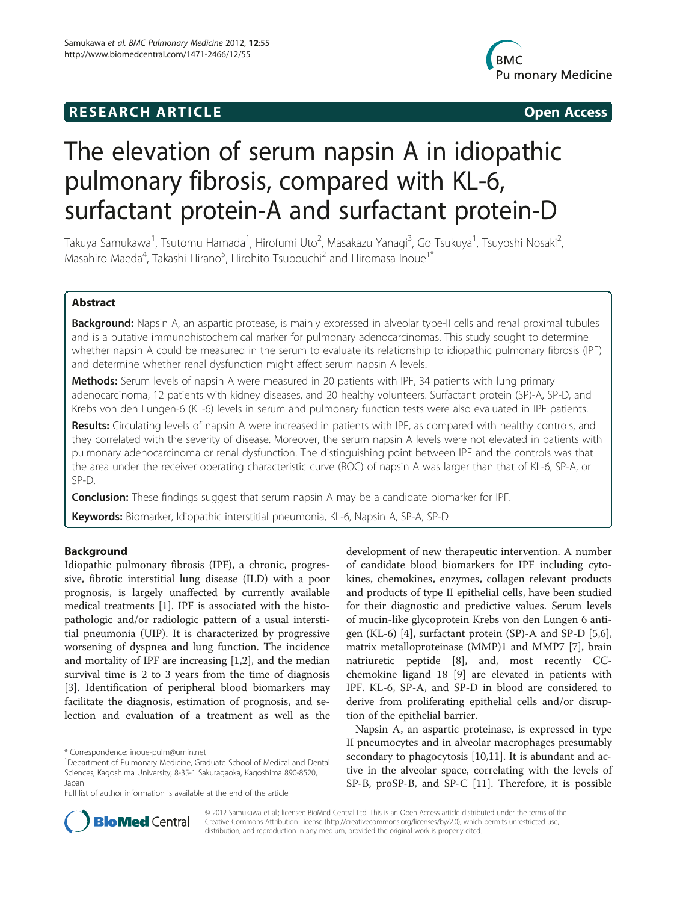RESEARCH ARTICLE Open Access

# The elevation of serum napsin A in idiopathic pulmonary fibrosis, compared with KL-6, surfactant protein-A and surfactant protein-D

Takuya Samukawa[1], Tsutomu Hamada[1], Hirofumi Uto[2], Masakazu Yanagi[3], Go Tsukuya[1], Tsuyoshi Nosaki[2], Masahiro Maeda[4], Takashi Hirano[5], Hirohito Tsubouchi[2] and Hiromasa Inoue[1*]

## Abstract

**Background:** Napsin A, an aspartic protease, is mainly expressed in alveolar type-II cells and renal proximal tubules and is a putative immunohistochemical marker for pulmonary adenocarcinomas. This study sought to determine whether napsin A could be measured in the serum to evaluate its relationship to idiopathic pulmonary fibrosis (IPF) and determine whether renal dysfunction might affect serum napsin A levels.

**Methods:** Serum levels of napsin A were measured in 20 patients with IPF, 34 patients with lung primary adenocarcinoma, 12 patients with kidney diseases, and 20 healthy volunteers. Surfactant protein (SP)-A, SP-D, and Krebs von den Lungen-6 (KL-6) levels in serum and pulmonary function tests were also evaluated in IPF patients.

**Results:** Circulating levels of napsin A were increased in patients with IPF, as compared with healthy controls, and they correlated with the severity of disease. Moreover, the serum napsin A levels were not elevated in patients with pulmonary adenocarcinoma or renal dysfunction. The distinguishing point between IPF and the controls was that the area under the receiver operating characteristic curve (ROC) of napsin A was larger than that of KL-6, SP-A, or SP-D.

**Conclusion:** These findings suggest that serum napsin A may be a candidate biomarker for IPF.

**Keywords:** Biomarker, Idiopathic interstitial pneumonia, KL-6, Napsin A, SP-A, SP-D

## Background

Idiopathic pulmonary fibrosis (IPF), a chronic, progressive, fibrotic interstitial lung disease (ILD) with a poor prognosis, is largely unaffected by currently available medical treatments [1]. IPF is associated with the histopathologic and/or radiologic pattern of a usual interstitial pneumonia (UIP). It is characterized by progressive worsening of dyspnea and lung function. The incidence and mortality of IPF are increasing [1,2], and the median survival time is 2 to 3 years from the time of diagnosis [3]. Identification of peripheral blood biomarkers may facilitate the diagnosis, estimation of prognosis, and selection and evaluation of a treatment as well as the development of new therapeutic intervention. A number of candidate blood biomarkers for IPF including cytokines, chemokines, enzymes, collagen relevant products and products of type II epithelial cells, have been studied for their diagnostic and predictive values. Serum levels of mucin-like glycoprotein Krebs von den Lungen 6 antigen (KL-6) [4], surfactant protein (SP)-A and SP-D [5,6], matrix metalloproteinase (MMP)1 and MMP7 [7], brain natriuretic peptide [8], and, most recently CC-chemokine ligand 18 [9] are elevated in patients with IPF. KL-6, SP-A, and SP-D in blood are considered to derive from proliferating epithelial cells and/or disruption of the epithelial barrier.

Napsin A, an aspartic proteinase, is expressed in type II pneumocytes and in alveolar macrophages presumably secondary to phagocytosis [10,11]. It is abundant and active in the alveolar space, correlating with the levels of SP-B, proSP-B, and SP-C [11]. Therefore, it is possible

\* Correspondence: inoue-pulm@umin.net
[1]Department of Pulmonary Medicine, Graduate School of Medical and Dental Sciences, Kagoshima University, 8-35-1 Sakuragaoka, Kagoshima 890-8520, Japan
Full list of author information is available at the end of the article

© 2012 Samukawa et al.; licensee BioMed Central Ltd. This is an Open Access article distributed under the terms of the Creative Commons Attribution License (http://creativecommons.org/licenses/by/2.0), which permits unrestricted use, distribution, and reproduction in any medium, provided the original work is properly cited.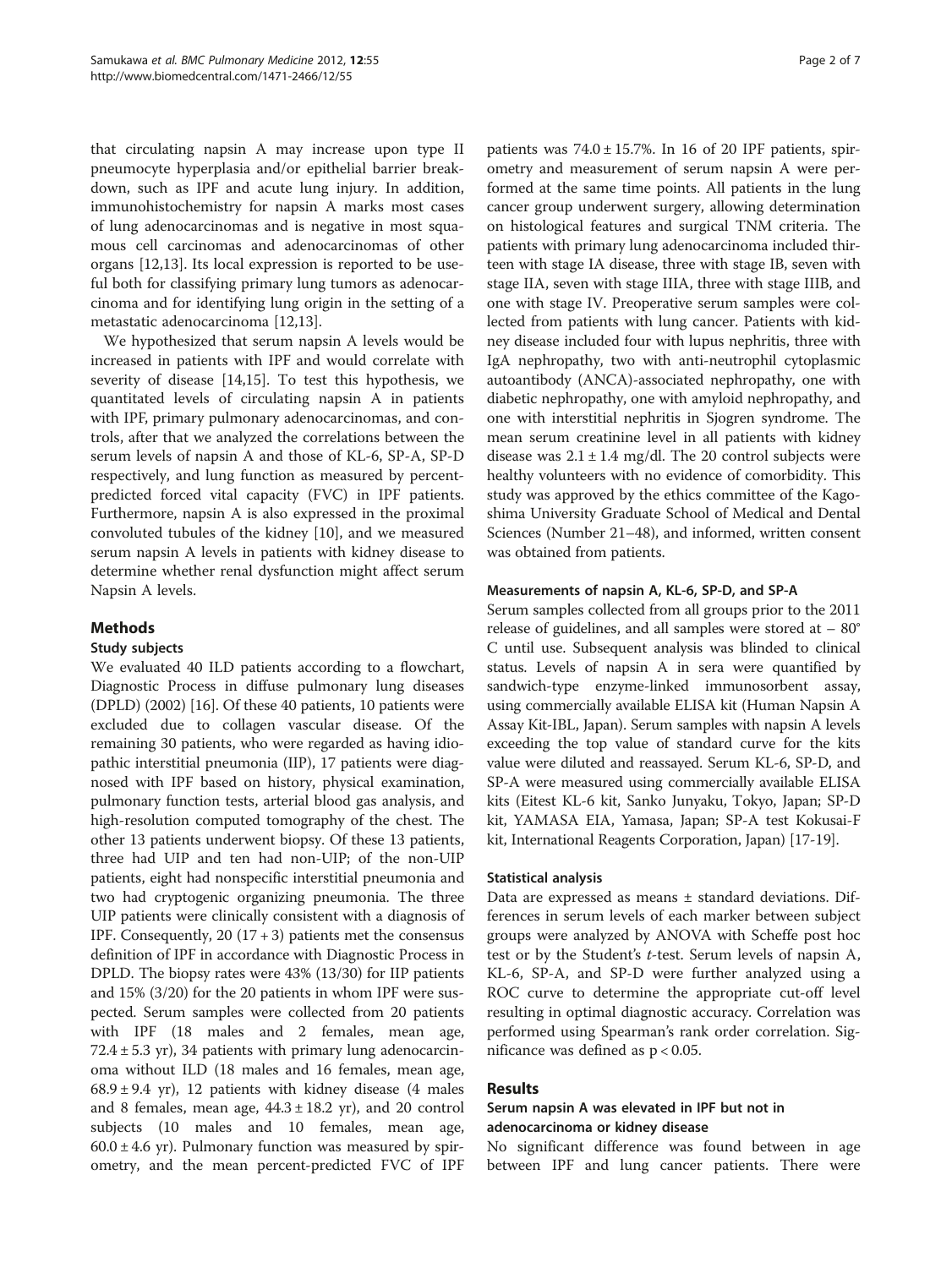that circulating napsin A may increase upon type II pneumocyte hyperplasia and/or epithelial barrier breakdown, such as IPF and acute lung injury. In addition, immunohistochemistry for napsin A marks most cases of lung adenocarcinomas and is negative in most squamous cell carcinomas and adenocarcinomas of other organs [12,13]. Its local expression is reported to be useful both for classifying primary lung tumors as adenocarcinoma and for identifying lung origin in the setting of a metastatic adenocarcinoma [12,13].

We hypothesized that serum napsin A levels would be increased in patients with IPF and would correlate with severity of disease [14,15]. To test this hypothesis, we quantitated levels of circulating napsin A in patients with IPF, primary pulmonary adenocarcinomas, and controls, after that we analyzed the correlations between the serum levels of napsin A and those of KL-6, SP-A, SP-D respectively, and lung function as measured by percent-predicted forced vital capacity (FVC) in IPF patients. Furthermore, napsin A is also expressed in the proximal convoluted tubules of the kidney [10], and we measured serum napsin A levels in patients with kidney disease to determine whether renal dysfunction might affect serum Napsin A levels.

## Methods

### Study subjects

We evaluated 40 ILD patients according to a flowchart, Diagnostic Process in diffuse pulmonary lung diseases (DPLD) (2002) [16]. Of these 40 patients, 10 patients were excluded due to collagen vascular disease. Of the remaining 30 patients, who were regarded as having idiopathic interstitial pneumonia (IIP), 17 patients were diagnosed with IPF based on history, physical examination, pulmonary function tests, arterial blood gas analysis, and high-resolution computed tomography of the chest. The other 13 patients underwent biopsy. Of these 13 patients, three had UIP and ten had non-UIP; of the non-UIP patients, eight had nonspecific interstitial pneumonia and two had cryptogenic organizing pneumonia. The three UIP patients were clinically consistent with a diagnosis of IPF. Consequently, 20 (17 + 3) patients met the consensus definition of IPF in accordance with Diagnostic Process in DPLD. The biopsy rates were 43% (13/30) for IIP patients and 15% (3/20) for the 20 patients in whom IPF were suspected. Serum samples were collected from 20 patients with IPF (18 males and 2 females, mean age, 72.4 ± 5.3 yr), 34 patients with primary lung adenocarcinoma without ILD (18 males and 16 females, mean age, 68.9 ± 9.4 yr), 12 patients with kidney disease (4 males and 8 females, mean age, 44.3 ± 18.2 yr), and 20 control subjects (10 males and 10 females, mean age, 60.0 ± 4.6 yr). Pulmonary function was measured by spirometry, and the mean percent-predicted FVC of IPF patients was 74.0 ± 15.7%. In 16 of 20 IPF patients, spirometry and measurement of serum napsin A were performed at the same time points. All patients in the lung cancer group underwent surgery, allowing determination on histological features and surgical TNM criteria. The patients with primary lung adenocarcinoma included thirteen with stage IA disease, three with stage IB, seven with stage IIA, seven with stage IIIA, three with stage IIIB, and one with stage IV. Preoperative serum samples were collected from patients with lung cancer. Patients with kidney disease included four with lupus nephritis, three with IgA nephropathy, two with anti-neutrophil cytoplasmic autoantibody (ANCA)-associated nephropathy, one with diabetic nephropathy, one with amyloid nephropathy, and one with interstitial nephritis in Sjogren syndrome. The mean serum creatinine level in all patients with kidney disease was 2.1 ± 1.4 mg/dl. The 20 control subjects were healthy volunteers with no evidence of comorbidity. This study was approved by the ethics committee of the Kagoshima University Graduate School of Medical and Dental Sciences (Number 21–48), and informed, written consent was obtained from patients.

### Measurements of napsin A, KL-6, SP-D, and SP-A

Serum samples collected from all groups prior to the 2011 release of guidelines, and all samples were stored at – 80° C until use. Subsequent analysis was blinded to clinical status. Levels of napsin A in sera were quantified by sandwich-type enzyme-linked immunosorbent assay, using commercially available ELISA kit (Human Napsin A Assay Kit-IBL, Japan). Serum samples with napsin A levels exceeding the top value of standard curve for the kits value were diluted and reassayed. Serum KL-6, SP-D, and SP-A were measured using commercially available ELISA kits (Eitest KL-6 kit, Sanko Junyaku, Tokyo, Japan; SP-D kit, YAMASA EIA, Yamasa, Japan; SP-A test Kokusai-F kit, International Reagents Corporation, Japan) [17-19].

### Statistical analysis

Data are expressed as means ± standard deviations. Differences in serum levels of each marker between subject groups were analyzed by ANOVA with Scheffe post hoc test or by the Student's *t*-test. Serum levels of napsin A, KL-6, SP-A, and SP-D were further analyzed using a ROC curve to determine the appropriate cut-off level resulting in optimal diagnostic accuracy. Correlation was performed using Spearman's rank order correlation. Significance was defined as $p < 0.05$.

## Results

### Serum napsin A was elevated in IPF but not in adenocarcinoma or kidney disease

No significant difference was found between in age between IPF and lung cancer patients. There were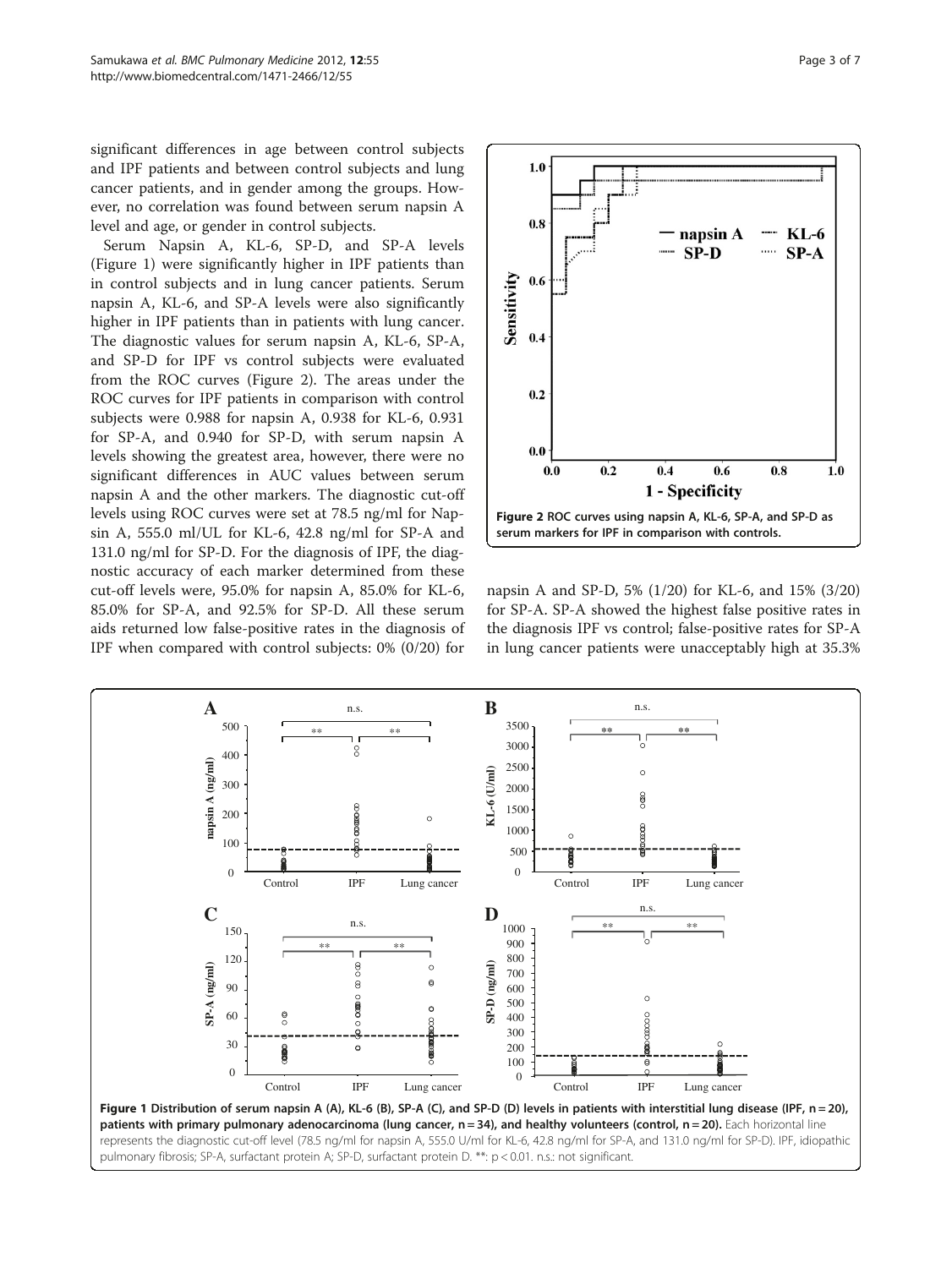significant differences in age between control subjects and IPF patients and between control subjects and lung cancer patients, and in gender among the groups. However, no correlation was found between serum napsin A level and age, or gender in control subjects.

Serum Napsin A, KL-6, SP-D, and SP-A levels (Figure 1) were significantly higher in IPF patients than in control subjects and in lung cancer patients. Serum napsin A, KL-6, and SP-A levels were also significantly higher in IPF patients than in patients with lung cancer. The diagnostic values for serum napsin A, KL-6, SP-A, and SP-D for IPF vs control subjects were evaluated from the ROC curves (Figure 2). The areas under the ROC curves for IPF patients in comparison with control subjects were 0.988 for napsin A, 0.938 for KL-6, 0.931 for SP-A, and 0.940 for SP-D, with serum napsin A levels showing the greatest area, however, there were no significant differences in AUC values between serum napsin A and the other markers. The diagnostic cut-off levels using ROC curves were set at 78.5 ng/ml for Napsin A, 555.0 ml/UL for KL-6, 42.8 ng/ml for SP-A and 131.0 ng/ml for SP-D. For the diagnosis of IPF, the diagnostic accuracy of each marker determined from these cut-off levels were, 95.0% for napsin A, 85.0% for KL-6, 85.0% for SP-A, and 92.5% for SP-D. All these serum aids returned low false-positive rates in the diagnosis of IPF when compared with control subjects: 0% (0/20) for napsin A and SP-D, 5% (1/20) for KL-6, and 15% (3/20) for SP-A. SP-A showed the highest false positive rates in the diagnosis IPF vs control; false-positive rates for SP-A in lung cancer patients were unacceptably high at 35.3%

**Figure 2 ROC curves using napsin A, KL-6, SP-A, and SP-D as serum markers for IPF in comparison with controls.**

**Figure 1 Distribution of serum napsin A (A), KL-6 (B), SP-A (C), and SP-D (D) levels in patients with interstitial lung disease (IPF, n = 20), patients with primary pulmonary adenocarcinoma (lung cancer, n = 34), and healthy volunteers (control, n = 20).** Each horizontal line represents the diagnostic cut-off level (78.5 ng/ml for napsin A, 555.0 U/ml for KL-6, 42.8 ng/ml for SP-A, and 131.0 ng/ml for SP-D). IPF, idiopathic pulmonary fibrosis; SP-A, surfactant protein A; SP-D, surfactant protein D. **: p < 0.01. n.s.: not significant.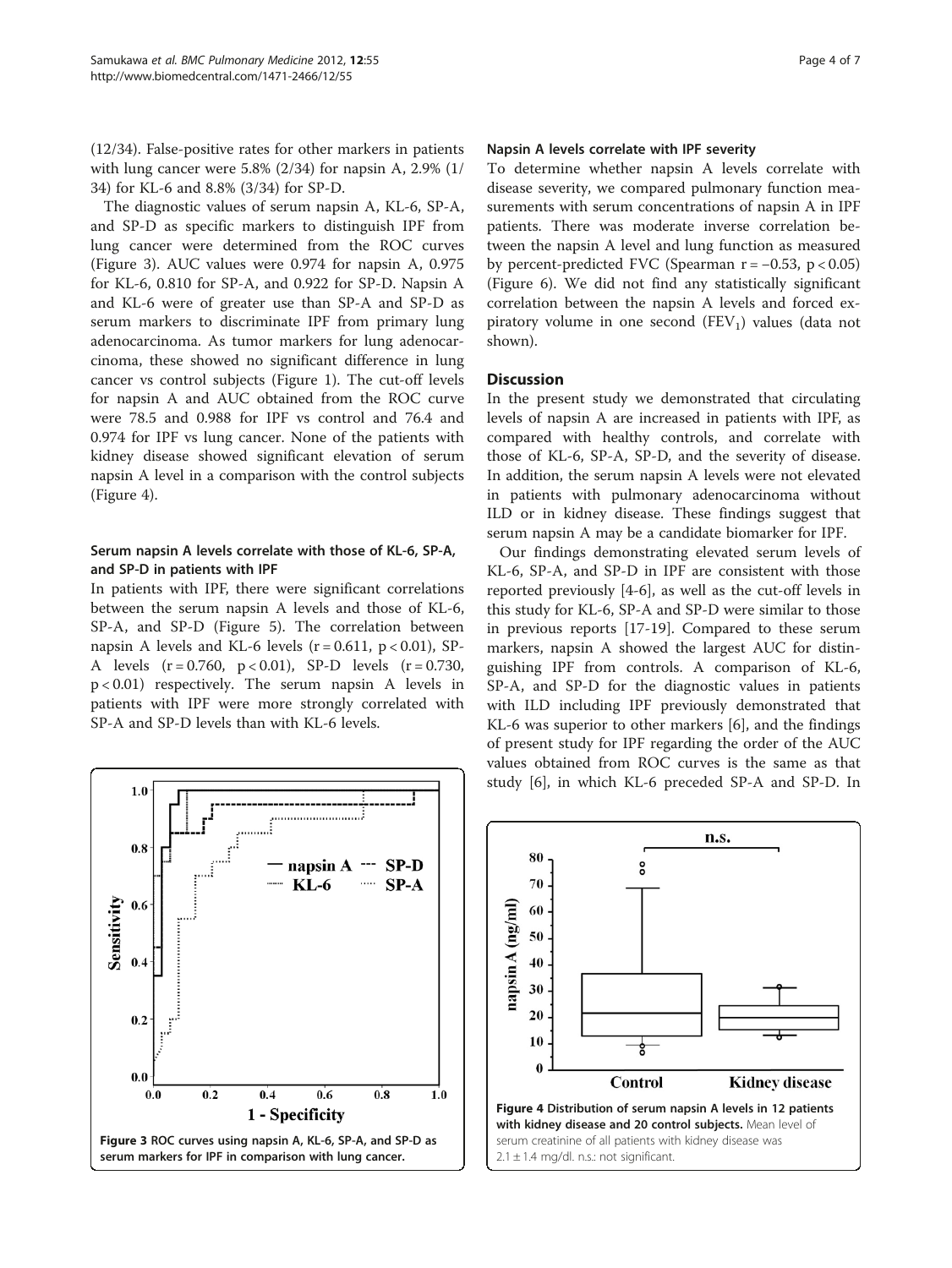(12/34). False-positive rates for other markers in patients with lung cancer were 5.8% (2/34) for napsin A, 2.9% (1/34) for KL-6 and 8.8% (3/34) for SP-D.

The diagnostic values of serum napsin A, KL-6, SP-A, and SP-D as specific markers to distinguish IPF from lung cancer were determined from the ROC curves (Figure 3). AUC values were 0.974 for napsin A, 0.975 for KL-6, 0.810 for SP-A, and 0.922 for SP-D. Napsin A and KL-6 were of greater use than SP-A and SP-D as serum markers to discriminate IPF from primary lung adenocarcinoma. As tumor markers for lung adenocarcinoma, these showed no significant difference in lung cancer vs control subjects (Figure 1). The cut-off levels for napsin A and AUC obtained from the ROC curve were 78.5 and 0.988 for IPF vs control and 76.4 and 0.974 for IPF vs lung cancer. None of the patients with kidney disease showed significant elevation of serum napsin A level in a comparison with the control subjects (Figure 4).

### Serum napsin A levels correlate with those of KL-6, SP-A, and SP-D in patients with IPF

In patients with IPF, there were significant correlations between the serum napsin A levels and those of KL-6, SP-A, and SP-D (Figure 5). The correlation between napsin A levels and KL-6 levels ($r = 0.611$, $p < 0.01$), SP-A levels ($r = 0.760$, $p < 0.01$), SP-D levels ($r = 0.730$, $p < 0.01$) respectively. The serum napsin A levels in patients with IPF were more strongly correlated with SP-A and SP-D levels than with KL-6 levels.

Figure 3 ROC curves using napsin A, KL-6, SP-A, and SP-D as serum markers for IPF in comparison with lung cancer.

### Napsin A levels correlate with IPF severity

To determine whether napsin A levels correlate with disease severity, we compared pulmonary function measurements with serum concentrations of napsin A in IPF patients. There was moderate inverse correlation between the napsin A level and lung function as measured by percent-predicted FVC (Spearman $r = -0.53$, $p < 0.05$) (Figure 6). We did not find any statistically significant correlation between the napsin A levels and forced expiratory volume in one second ($FEV_1$) values (data not shown).

## Discussion

In the present study we demonstrated that circulating levels of napsin A are increased in patients with IPF, as compared with healthy controls, and correlate with those of KL-6, SP-A, SP-D, and the severity of disease. In addition, the serum napsin A levels were not elevated in patients with pulmonary adenocarcinoma without ILD or in kidney disease. These findings suggest that serum napsin A may be a candidate biomarker for IPF.

Our findings demonstrating elevated serum levels of KL-6, SP-A, and SP-D in IPF are consistent with those reported previously [4-6], as well as the cut-off levels in this study for KL-6, SP-A and SP-D were similar to those in previous reports [17-19]. Compared to these serum markers, napsin A showed the largest AUC for distinguishing IPF from controls. A comparison of KL-6, SP-A, and SP-D for the diagnostic values in patients with ILD including IPF previously demonstrated that KL-6 was superior to other markers [6], and the findings of present study for IPF regarding the order of the AUC values obtained from ROC curves is the same as that study [6], in which KL-6 preceded SP-A and SP-D. In

Figure 4 Distribution of serum napsin A levels in 12 patients with kidney disease and 20 control subjects. Mean level of serum creatinine of all patients with kidney disease was 2.1 ± 1.4 mg/dl. n.s.: not significant.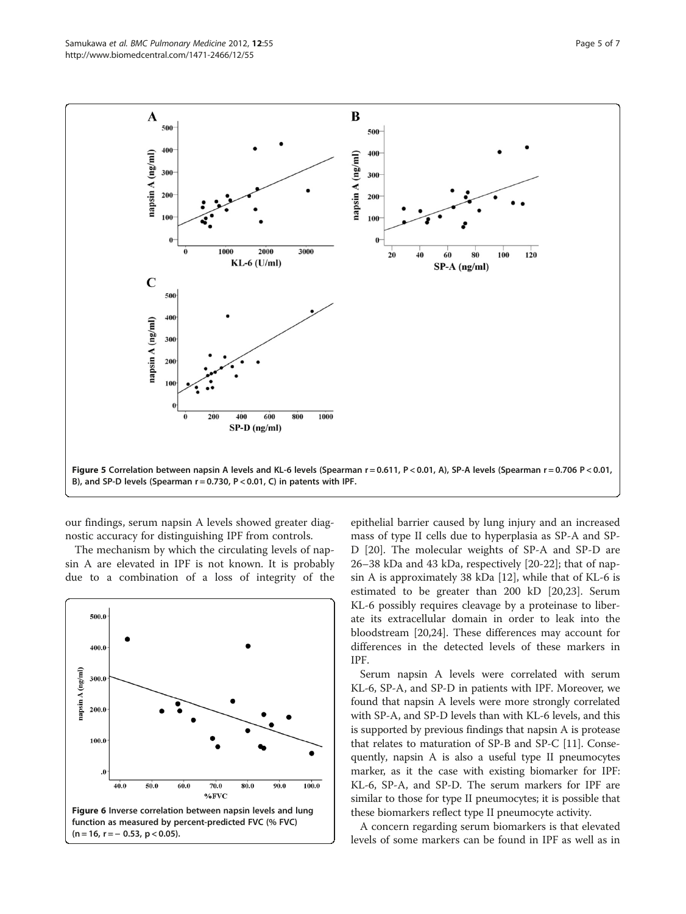Figure 5 Correlation between napsin A levels and KL-6 levels (Spearman r = 0.611, P < 0.01, A), SP-A levels (Spearman r = 0.706 P < 0.01, B), and SP-D levels (Spearman r = 0.730, P < 0.01, C) in patents with IPF.

our findings, serum napsin A levels showed greater diagnostic accuracy for distinguishing IPF from controls.

The mechanism by which the circulating levels of napsin A are elevated in IPF is not known. It is probably due to a combination of a loss of integrity of the epithelial barrier caused by lung injury and an increased mass of type II cells due to hyperplasia as SP-A and SP-D [20]. The molecular weights of SP-A and SP-D are 26–38 kDa and 43 kDa, respectively [20-22]; that of napsin A is approximately 38 kDa [12], while that of KL-6 is estimated to be greater than 200 kD [20,23]. Serum KL-6 possibly requires cleavage by a proteinase to liberate its extracellular domain in order to leak into the bloodstream [20,24]. These differences may account for differences in the detected levels of these markers in IPF.

Figure 6 Inverse correlation between napsin levels and lung function as measured by percent-predicted FVC (% FVC) (n = 16, r = − 0.53, p < 0.05).

Serum napsin A levels were correlated with serum KL-6, SP-A, and SP-D in patients with IPF. Moreover, we found that napsin A levels were more strongly correlated with SP-A, and SP-D levels than with KL-6 levels, and this is supported by previous findings that napsin A is protease that relates to maturation of SP-B and SP-C [11]. Consequently, napsin A is also a useful type II pneumocytes marker, as it the case with existing biomarker for IPF: KL-6, SP-A, and SP-D. The serum markers for IPF are similar to those for type II pneumocytes; it is possible that these biomarkers reflect type II pneumocyte activity.

A concern regarding serum biomarkers is that elevated levels of some markers can be found in IPF as well as in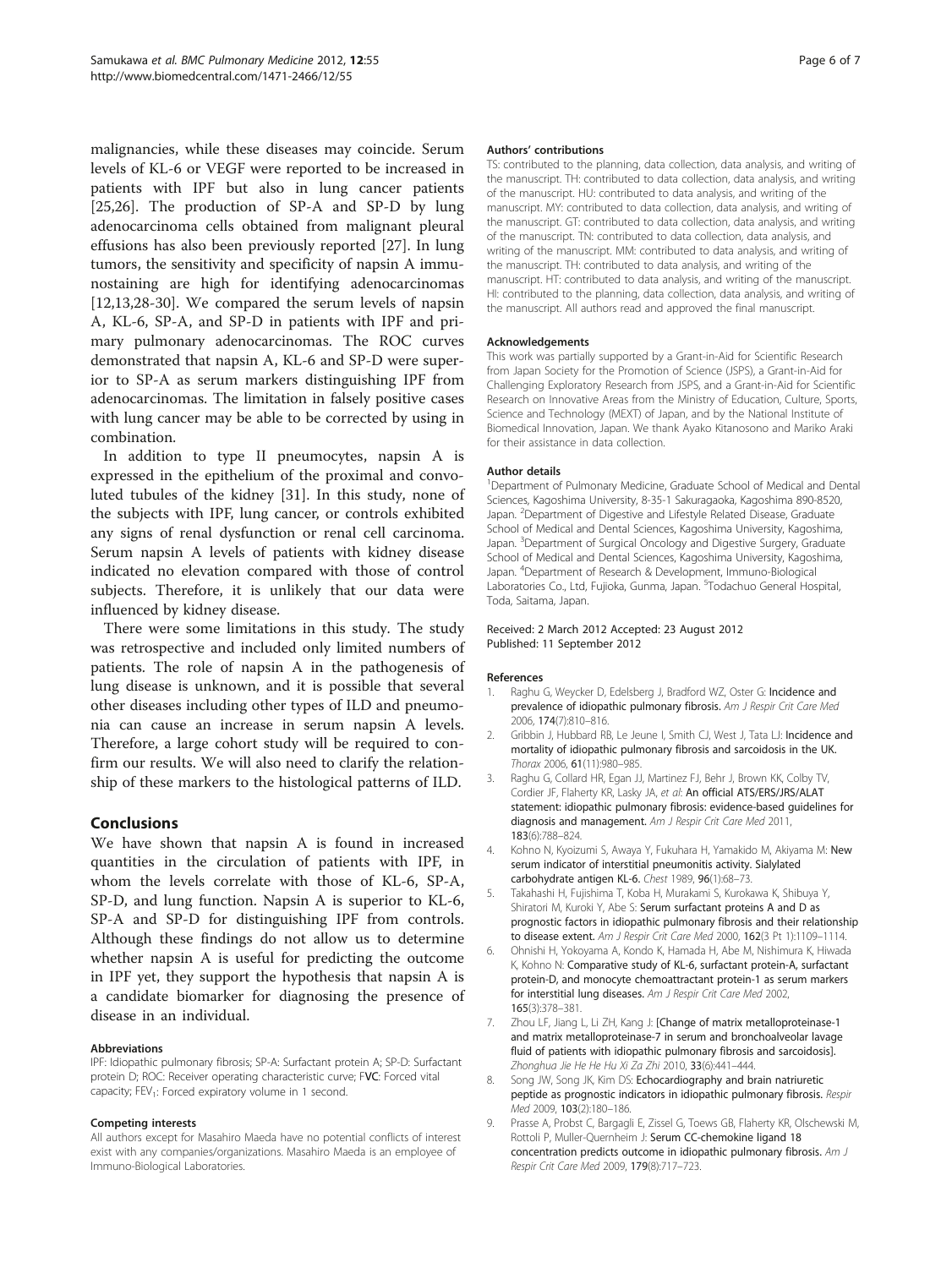malignancies, while these diseases may coincide. Serum levels of KL-6 or VEGF were reported to be increased in patients with IPF but also in lung cancer patients [25,26]. The production of SP-A and SP-D by lung adenocarcinoma cells obtained from malignant pleural effusions has also been previously reported [27]. In lung tumors, the sensitivity and specificity of napsin A immunostaining are high for identifying adenocarcinomas [12,13,28-30]. We compared the serum levels of napsin A, KL-6, SP-A, and SP-D in patients with IPF and primary pulmonary adenocarcinomas. The ROC curves demonstrated that napsin A, KL-6 and SP-D were superior to SP-A as serum markers distinguishing IPF from adenocarcinomas. The limitation in falsely positive cases with lung cancer may be able to be corrected by using in combination.

In addition to type II pneumocytes, napsin A is expressed in the epithelium of the proximal and convoluted tubules of the kidney [31]. In this study, none of the subjects with IPF, lung cancer, or controls exhibited any signs of renal dysfunction or renal cell carcinoma. Serum napsin A levels of patients with kidney disease indicated no elevation compared with those of control subjects. Therefore, it is unlikely that our data were influenced by kidney disease.

There were some limitations in this study. The study was retrospective and included only limited numbers of patients. The role of napsin A in the pathogenesis of lung disease is unknown, and it is possible that several other diseases including other types of ILD and pneumonia can cause an increase in serum napsin A levels. Therefore, a large cohort study will be required to confirm our results. We will also need to clarify the relationship of these markers to the histological patterns of ILD.

## Conclusions

We have shown that napsin A is found in increased quantities in the circulation of patients with IPF, in whom the levels correlate with those of KL-6, SP-A, SP-D, and lung function. Napsin A is superior to KL-6, SP-A and SP-D for distinguishing IPF from controls. Although these findings do not allow us to determine whether napsin A is useful for predicting the outcome in IPF yet, they support the hypothesis that napsin A is a candidate biomarker for diagnosing the presence of disease in an individual.

#### Abbreviations

IPF: Idiopathic pulmonary fibrosis; SP-A: Surfactant protein A; SP-D: Surfactant protein D; ROC: Receiver operating characteristic curve; FVC: Forced vital capacity; $FEV_1$: Forced expiratory volume in 1 second.

#### Competing interests

All authors except for Masahiro Maeda have no potential conflicts of interest exist with any companies/organizations. Masahiro Maeda is an employee of Immuno-Biological Laboratories.

#### Authors' contributions

TS: contributed to the planning, data collection, data analysis, and writing of the manuscript. TH: contributed to data collection, data analysis, and writing of the manuscript. HU: contributed to data analysis, and writing of the manuscript. MY: contributed to data collection, data analysis, and writing of the manuscript. GT: contributed to data collection, data analysis, and writing of the manuscript. TN: contributed to data collection, data analysis, and writing of the manuscript. MM: contributed to data analysis, and writing of the manuscript. TH: contributed to data analysis, and writing of the manuscript. HT: contributed to data analysis, and writing of the manuscript. HI: contributed to the planning, data collection, data analysis, and writing of the manuscript. All authors read and approved the final manuscript.

#### Acknowledgements

This work was partially supported by a Grant-in-Aid for Scientific Research from Japan Society for the Promotion of Science (JSPS), a Grant-in-Aid for Challenging Exploratory Research from JSPS, and a Grant-in-Aid for Scientific Research on Innovative Areas from the Ministry of Education, Culture, Sports, Science and Technology (MEXT) of Japan, and by the National Institute of Biomedical Innovation, Japan. We thank Ayako Kitanosono and Mariko Araki for their assistance in data collection.

#### Author details

[1]Department of Pulmonary Medicine, Graduate School of Medical and Dental Sciences, Kagoshima University, 8-35-1 Sakuragaoka, Kagoshima 890-8520, Japan. [2]Department of Digestive and Lifestyle Related Disease, Graduate School of Medical and Dental Sciences, Kagoshima University, Kagoshima, Japan. [3]Department of Surgical Oncology and Digestive Surgery, Graduate School of Medical and Dental Sciences, Kagoshima University, Kagoshima, Japan. [4]Department of Research & Development, Immuno-Biological Laboratories Co., Ltd, Fujioka, Gunma, Japan. [5]Todachuo General Hospital, Toda, Saitama, Japan.

Received: 2 March 2012 Accepted: 23 August 2012
Published: 11 September 2012

#### References

1. Raghu G, Weycker D, Edelsberg J, Bradford WZ, Oster G: **Incidence and prevalence of idiopathic pulmonary fibrosis.** *Am J Respir Crit Care Med* 2006, **174**(7):810–816.
2. Gribbin J, Hubbard RB, Le Jeune I, Smith CJ, West J, Tata LJ: **Incidence and mortality of idiopathic pulmonary fibrosis and sarcoidosis in the UK.** *Thorax* 2006, **61**(11):980–985.
3. Raghu G, Collard HR, Egan JJ, Martinez FJ, Behr J, Brown KK, Colby TV, Cordier JF, Flaherty KR, Lasky JA, *et al*: **An official ATS/ERS/JRS/ALAT statement: idiopathic pulmonary fibrosis: evidence-based guidelines for diagnosis and management.** *Am J Respir Crit Care Med* 2011, **183**(6):788–824.
4. Kohno N, Kyoizumi S, Awaya Y, Fukuhara H, Yamakido M, Akiyama M: **New serum indicator of interstitial pneumonitis activity. Sialylated carbohydrate antigen KL-6.** *Chest* 1989, **96**(1):68–73.
5. Takahashi H, Fujishima T, Koba H, Murakami S, Kurokawa K, Shibuya Y, Shiratori M, Kuroki Y, Abe S: **Serum surfactant proteins A and D as prognostic factors in idiopathic pulmonary fibrosis and their relationship to disease extent.** *Am J Respir Crit Care Med* 2000, **162**(3 Pt 1):1109–1114.
6. Ohnishi H, Yokoyama A, Kondo K, Hamada H, Abe M, Nishimura K, Hiwada K, Kohno N: **Comparative study of KL-6, surfactant protein-A, surfactant protein-D, and monocyte chemoattractant protein-1 as serum markers for interstitial lung diseases.** *Am J Respir Crit Care Med* 2002, **165**(3):378–381.
7. Zhou LF, Jiang L, Li ZH, Kang J: **[Change of matrix metalloproteinase-1 and matrix metalloproteinase-7 in serum and bronchoalveolar lavage fluid of patients with idiopathic pulmonary fibrosis and sarcoidosis].** *Zhonghua Jie He He Hu Xi Za Zhi* 2010, **33**(6):441–444.
8. Song JW, Song JK, Kim DS: **Echocardiography and brain natriuretic peptide as prognostic indicators in idiopathic pulmonary fibrosis.** *Respir Med* 2009, **103**(2):180–186.
9. Prasse A, Probst C, Bargagli E, Zissel G, Toews GB, Flaherty KR, Olschewski M, Rottoli P, Muller-Quernheim J: **Serum CC-chemokine ligand 18 concentration predicts outcome in idiopathic pulmonary fibrosis.** *Am J Respir Crit Care Med* 2009, **179**(8):717–723.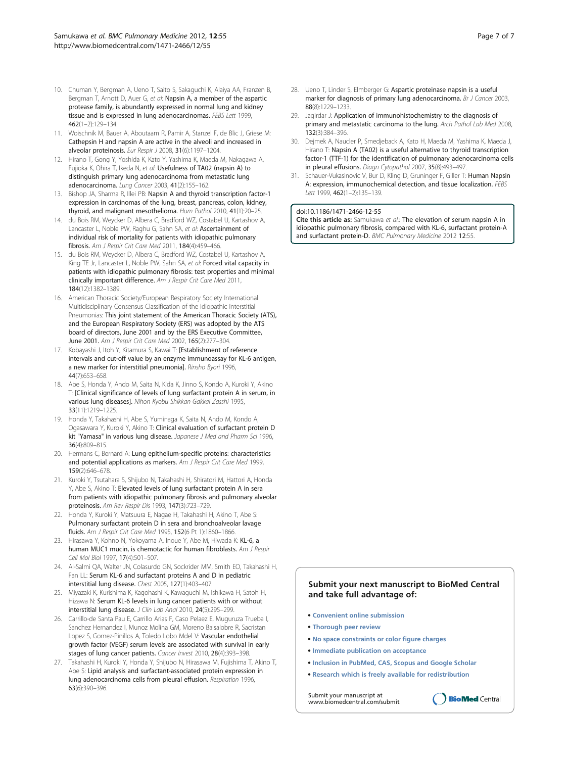10. Chuman Y, Bergman A, Ueno T, Saito S, Sakaguchi K, Alaiya AA, Franzen B, Bergman T, Arnott D, Auer G, *et al*: **Napsin A, a member of the aspartic protease family, is abundantly expressed in normal lung and kidney tissue and is expressed in lung adenocarcinomas.** *FEBS Lett* 1999, **462**(1–2):129–134.
11. Woischnik M, Bauer A, Aboutaam R, Pamir A, Stanzel F, de Blic J, Griese M: **Cathepsin H and napsin A are active in the alveoli and increased in alveolar proteinosis.** *Eur Respir J* 2008, **31**(6):1197–1204.
12. Hirano T, Gong Y, Yoshida K, Kato Y, Yashima K, Maeda M, Nakagawa A, Fujioka K, Ohira T, Ikeda N, *et al*: **Usefulness of TA02 (napsin A) to distinguish primary lung adenocarcinoma from metastatic lung adenocarcinoma.** *Lung Cancer* 2003, **41**(2):155–162.
13. Bishop JA, Sharma R, Illei PB: **Napsin A and thyroid transcription factor-1 expression in carcinomas of the lung, breast, pancreas, colon, kidney, thyroid, and malignant mesothelioma.** *Hum Pathol* 2010, **41**(1):20–25.
14. du Bois RM, Weycker D, Albera C, Bradford WZ, Costabel U, Kartashov A, Lancaster L, Noble PW, Raghu G, Sahn SA, *et al*: **Ascertainment of individual risk of mortality for patients with idiopathic pulmonary fibrosis.** *Am J Respir Crit Care Med* 2011, **184**(4):459–466.
15. du Bois RM, Weycker D, Albera C, Bradford WZ, Costabel U, Kartashov A, King TE Jr, Lancaster L, Noble PW, Sahn SA, *et al*: **Forced vital capacity in patients with idiopathic pulmonary fibrosis: test properties and minimal clinically important difference.** *Am J Respir Crit Care Med* 2011, **184**(12):1382–1389.
16. American Thoracic Society/European Respiratory Society International Multidisciplinary Consensus Classification of the Idiopathic Interstitial Pneumonias: **This joint statement of the American Thoracic Society (ATS), and the European Respiratory Society (ERS) was adopted by the ATS board of directors, June 2001 and by the ERS Executive Committee, June 2001.** *Am J Respir Crit Care Med* 2002, **165**(2):277–304.
17. Kobayashi J, Itoh Y, Kitamura S, Kawai T: **[Establishment of reference intervals and cut-off value by an enzyme immunoassay for KL-6 antigen, a new marker for interstitial pneumonia].** *Rinsho Byori* 1996, **44**(7):653–658.
18. Abe S, Honda Y, Ando M, Saita N, Kida K, Jinno S, Kondo A, Kuroki Y, Akino T: **[Clinical significance of levels of lung surfactant protein A in serum, in various lung diseases].** *Nihon Kyobu Shikkan Gakkai Zasshi* 1995, **33**(11):1219–1225.
19. Honda Y, Takahashi H, Abe S, Yuminaga K, Saita N, Ando M, Kondo A, Ogasawara Y, Kuroki Y, Akino T: **Clinical evaluation of surfactant protein D kit "Yamasa" in various lung disease.** *Japanese J Med and Pharm Sci* 1996, **36**(4):809–815.
20. Hermans C, Bernard A: **Lung epithelium-specific proteins: characteristics and potential applications as markers.** *Am J Respir Crit Care Med* 1999, **159**(2):646–678.
21. Kuroki Y, Tsutahara S, Shijubo N, Takahashi H, Shiratori M, Hattori A, Honda Y, Abe S, Akino T: **Elevated levels of lung surfactant protein A in sera from patients with idiopathic pulmonary fibrosis and pulmonary alveolar proteinosis.** *Am Rev Respir Dis* 1993, **147**(3):723–729.
22. Honda Y, Kuroki Y, Matsuura E, Nagae H, Takahashi H, Akino T, Abe S: **Pulmonary surfactant protein D in sera and bronchoalveolar lavage fluids.** *Am J Respir Crit Care Med* 1995, **152**(6 Pt 1):1860–1866.
23. Hirasawa Y, Kohno N, Yokoyama A, Inoue Y, Abe M, Hiwada K: **KL-6, a human MUC1 mucin, is chemotactic for human fibroblasts.** *Am J Respir Cell Mol Biol* 1997, **17**(4):501–507.
24. Al-Salmi QA, Walter JN, Colasurdo GN, Sockrider MM, Smith EO, Takahashi H, Fan LL: **Serum KL-6 and surfactant proteins A and D in pediatric interstitial lung disease.** *Chest* 2005, **127**(1):403–407.
25. Miyazaki K, Kurishima K, Kagohashi K, Kawaguchi M, Ishikawa H, Satoh H, Hizawa N: **Serum KL-6 levels in lung cancer patients with or without interstitial lung disease.** *J Clin Lab Anal* 2010, **24**(5):295–299.
26. Carrillo-de Santa Pau E, Carrillo Arias F, Caso Pelaez E, Muguruza Trueba I, Sanchez Hernandez I, Munoz Molina GM, Moreno Balsalobre R, Sacristan Lopez S, Gomez-Pinillos A, Toledo Lobo Mdel V: **Vascular endothelial growth factor (VEGF) serum levels are associated with survival in early stages of lung cancer patients.** *Cancer Invest* 2010, **28**(4):393–398.
27. Takahashi H, Kuroki Y, Honda Y, Shijubo N, Hirasawa M, Fujishima T, Akino T, Abe S: **Lipid analysis and surfactant-associated protein expression in lung adenocarcinoma cells from pleural effusion.** *Respiration* 1996, **63**(6):390–396.
28. Ueno T, Linder S, Elmberger G: **Aspartic proteinase napsin is a useful marker for diagnosis of primary lung adenocarcinoma.** *Br J Cancer* 2003, **88**(8):1229–1233.
29. Jagirdar J: **Application of immunohistochemistry to the diagnosis of primary and metastatic carcinoma to the lung.** *Arch Pathol Lab Med* 2008, **132**(3):384–396.
30. Dejmek A, Naucler P, Smedjeback A, Kato H, Maeda M, Yashima K, Maeda J, Hirano T: **Napsin A (TA02) is a useful alternative to thyroid transcription factor-1 (TTF-1) for the identification of pulmonary adenocarcinoma cells in pleural effusions.** *Diagn Cytopathol* 2007, **35**(8):493–497.
31. Schauer-Vukasinovic V, Bur D, Kling D, Gruninger F, Giller T: **Human Napsin A: expression, immunochemical detection, and tissue localization.** *FEBS Lett* 1999, **462**(1–2):135–139.

doi:10.1186/1471-2466-12-55

**Cite this article as:** Samukawa *et al.*: The elevation of serum napsin A in idiopathic pulmonary fibrosis, compared with KL-6, surfactant protein-A and surfactant protein-D. *BMC Pulmonary Medicine* 2012 **12**:55.

**Submit your next manuscript to BioMed Central and take full advantage of:**

- **Convenient online submission**
- **Thorough peer review**
- **No space constraints or color figure charges**
- **Immediate publication on acceptance**
- **Inclusion in PubMed, CAS, Scopus and Google Scholar**
- **Research which is freely available for redistribution**

Submit your manuscript at www.biomedcentral.com/submit

BioMed Central